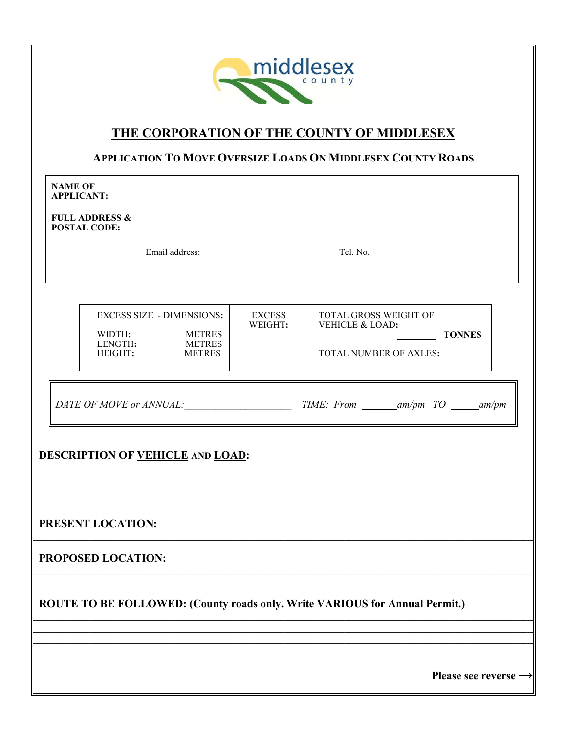# THE CORPORATION OF THE COUNTY OF MIDDLESEX

## APPLICATION TO MOVE OVERSIZE LOADS ON MIDDLESEX COUNTY ROADS

| | |
|---|---|
| **NAME OF APPLICANT:** | |
| **FULL ADDRESS & POSTAL CODE:** | Email address: Tel. No.: |

| EXCESS SIZE - DIMENSIONS: | EXCESS WEIGHT: | TOTAL GROSS WEIGHT OF VEHICLE & LOAD: |
|---|---|---|
| WIDTH: METRES<br>LENGTH: METRES<br>HEIGHT: METRES | | ________ **TONNES**<br><br>TOTAL NUMBER OF AXLES: |

*DATE OF MOVE or ANNUAL:*____________________ *TIME: From* _______*am/pm TO* _____*am/pm*

**DESCRIPTION OF VEHICLE AND LOAD:**

**PRESENT LOCATION:**

**PROPOSED LOCATION:**

**ROUTE TO BE FOLLOWED: (County roads only. Write VARIOUS for Annual Permit.)**

**Please see reverse →**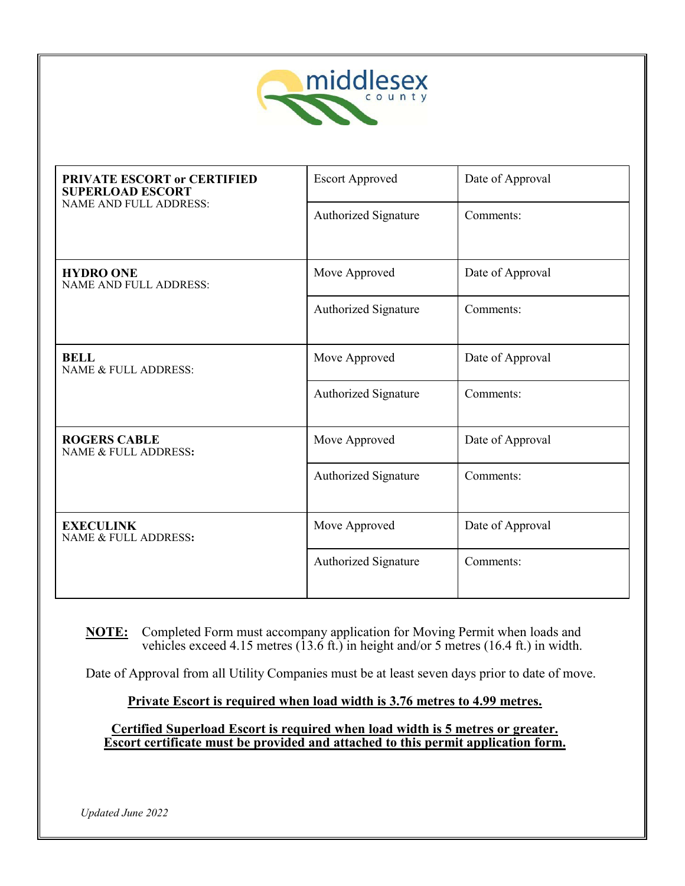| **PRIVATE ESCORT or CERTIFIED SUPERLOAD ESCORT** NAME AND FULL ADDRESS: | Escort Approved | Date of Approval |
|---|---|---|
| | Authorized Signature | Comments: |
| **HYDRO ONE** NAME AND FULL ADDRESS: | Move Approved | Date of Approval |
| | Authorized Signature | Comments: |
| **BELL** NAME & FULL ADDRESS: | Move Approved | Date of Approval |
| | Authorized Signature | Comments: |
| **ROGERS CABLE** NAME & FULL ADDRESS: | Move Approved | Date of Approval |
| | Authorized Signature | Comments: |
| **EXECULINK** NAME & FULL ADDRESS: | Move Approved | Date of Approval |
| | Authorized Signature | Comments: |

**NOTE:** Completed Form must accompany application for Moving Permit when loads and vehicles exceed 4.15 metres (13.6 ft.) in height and/or 5 metres (16.4 ft.) in width.

Date of Approval from all Utility Companies must be at least seven days prior to date of move.

**Private Escort is required when load width is 3.76 metres to 4.99 metres.**

**Certified Superload Escort is required when load width is 5 metres or greater. Escort certificate must be provided and attached to this permit application form.**

*Updated June 2022*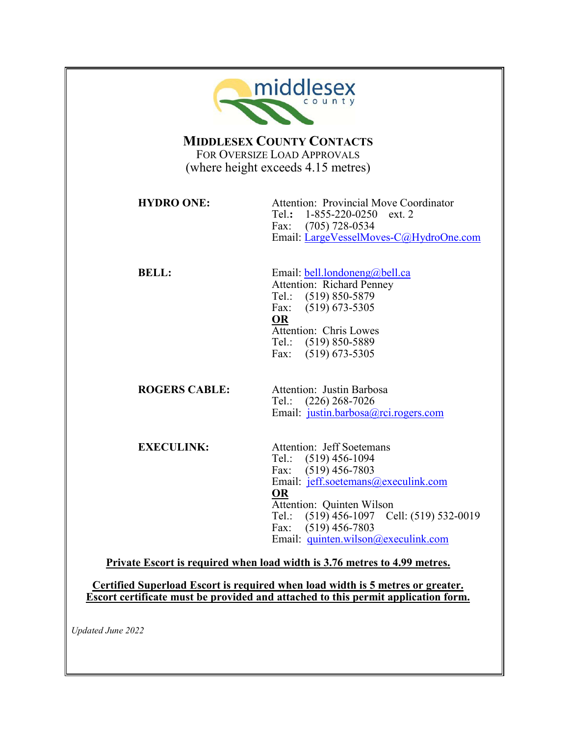# Middlesex County Contacts

For Oversize Load Approvals

(where height exceeds 4.15 metres)

**HYDRO ONE:**

Attention: Provincial Move Coordinator
Tel.: 1-855-220-0250 ext. 2
Fax: (705) 728-0534
Email: LargeVesselMoves-C@HydroOne.com

**BELL:**

Email: bell.londoneng@bell.ca
Attention: Richard Penney
Tel.: (519) 850-5879
Fax: (519) 673-5305
**OR**
Attention: Chris Lowes
Tel.: (519) 850-5889
Fax: (519) 673-5305

**ROGERS CABLE:**

Attention: Justin Barbosa
Tel.: (226) 268-7026
Email: justin.barbosa@rci.rogers.com

**EXECULINK:**

Attention: Jeff Soetemans
Tel.: (519) 456-1094
Fax: (519) 456-7803
Email: jeff.soetemans@execulink.com
**OR**
Attention: Quinten Wilson
Tel.: (519) 456-1097 Cell: (519) 532-0019
Fax: (519) 456-7803
Email: quinten.wilson@execulink.com

**Private Escort is required when load width is 3.76 metres to 4.99 metres.**

**Certified Superload Escort is required when load width is 5 metres or greater. Escort certificate must be provided and attached to this permit application form.**

*Updated June 2022*